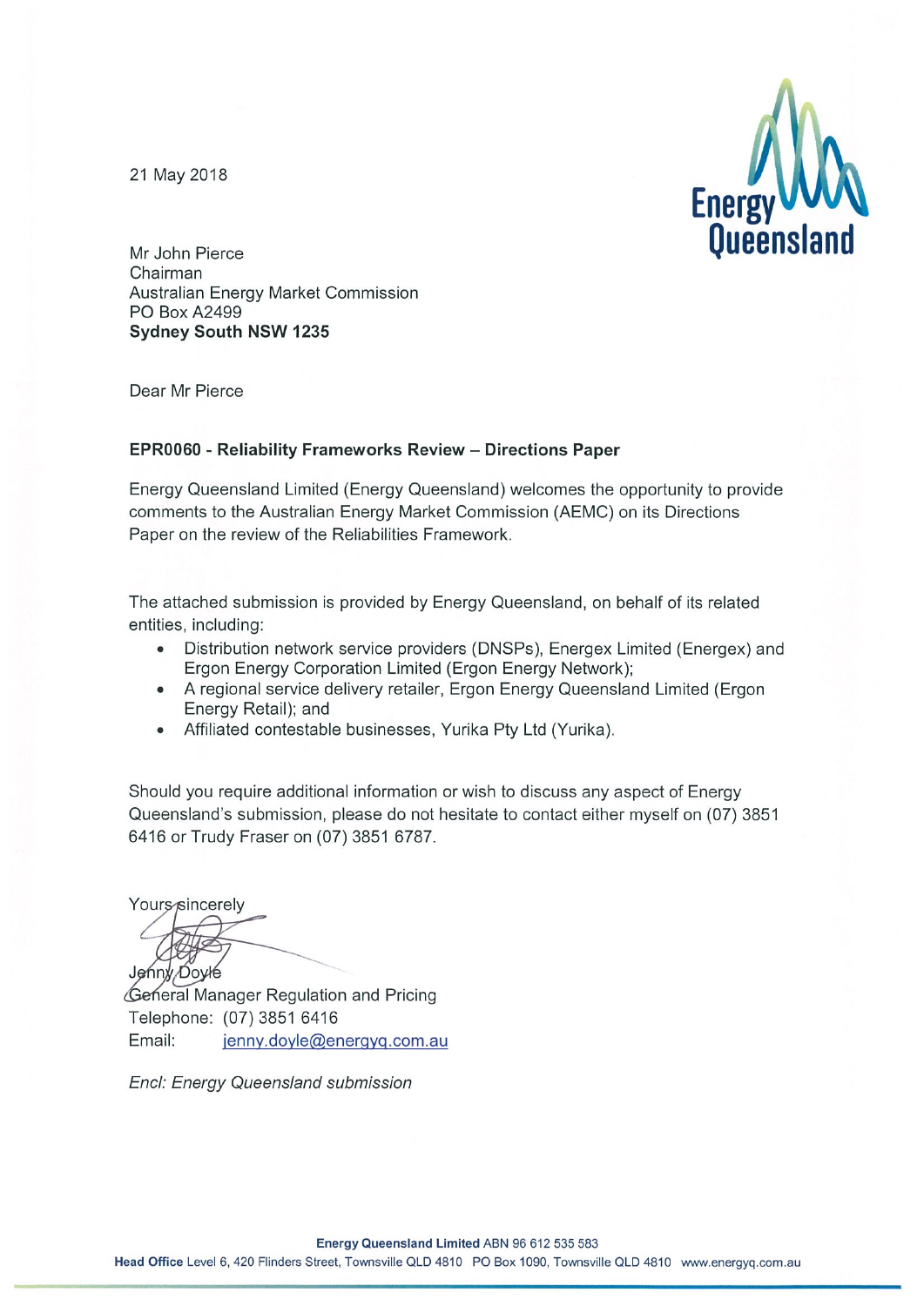21 May 2018

Mr John Pierce
Chairman
Australian Energy Market Commission
PO Box A2499
**Sydney South NSW 1235**

Dear Mr Pierce

**EPR0060 - Reliability Frameworks Review – Directions Paper**

Energy Queensland Limited (Energy Queensland) welcomes the opportunity to provide comments to the Australian Energy Market Commission (AEMC) on its Directions Paper on the review of the Reliabilities Framework.

The attached submission is provided by Energy Queensland, on behalf of its related entities, including:

- Distribution network service providers (DNSPs), Energex Limited (Energex) and Ergon Energy Corporation Limited (Ergon Energy Network);
- A regional service delivery retailer, Ergon Energy Queensland Limited (Ergon Energy Retail); and
- Affiliated contestable businesses, Yurika Pty Ltd (Yurika).

Should you require additional information or wish to discuss any aspect of Energy Queensland's submission, please do not hesitate to contact either myself on (07) 3851 6416 or Trudy Fraser on (07) 3851 6787.

Yours sincerely

Jenny Doyle
General Manager Regulation and Pricing
Telephone: (07) 3851 6416
Email: jenny.doyle@energyq.com.au

*Encl: Energy Queensland submission*

**Energy Queensland Limited** ABN 96 612 535 583
**Head Office** Level 6, 420 Flinders Street, Townsville QLD 4810 PO Box 1090, Townsville QLD 4810 www.energyq.com.au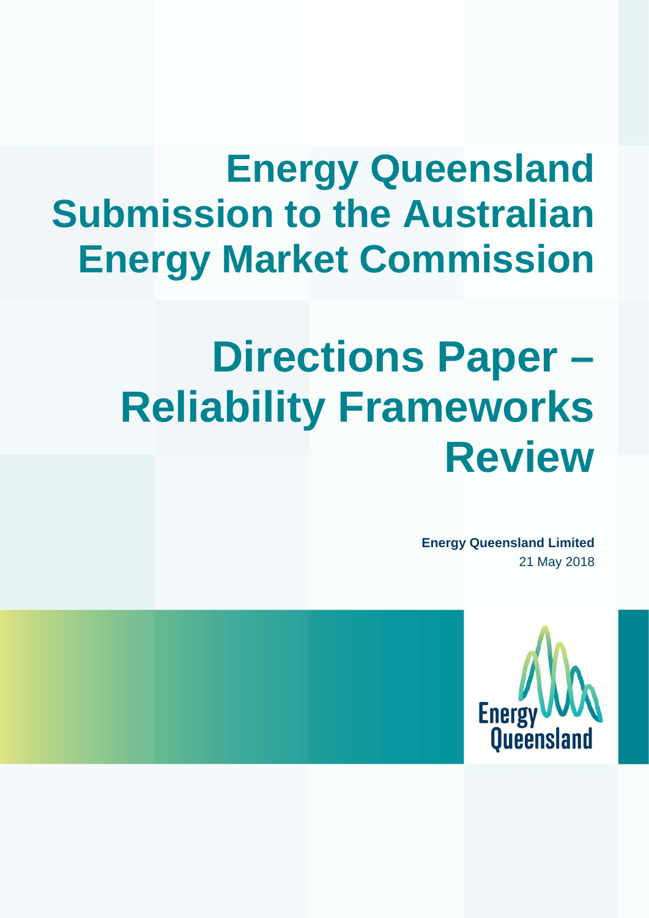# Energy Queensland Submission to the Australian Energy Market Commission

# Directions Paper – Reliability Frameworks Review

**Energy Queensland Limited**
21 May 2018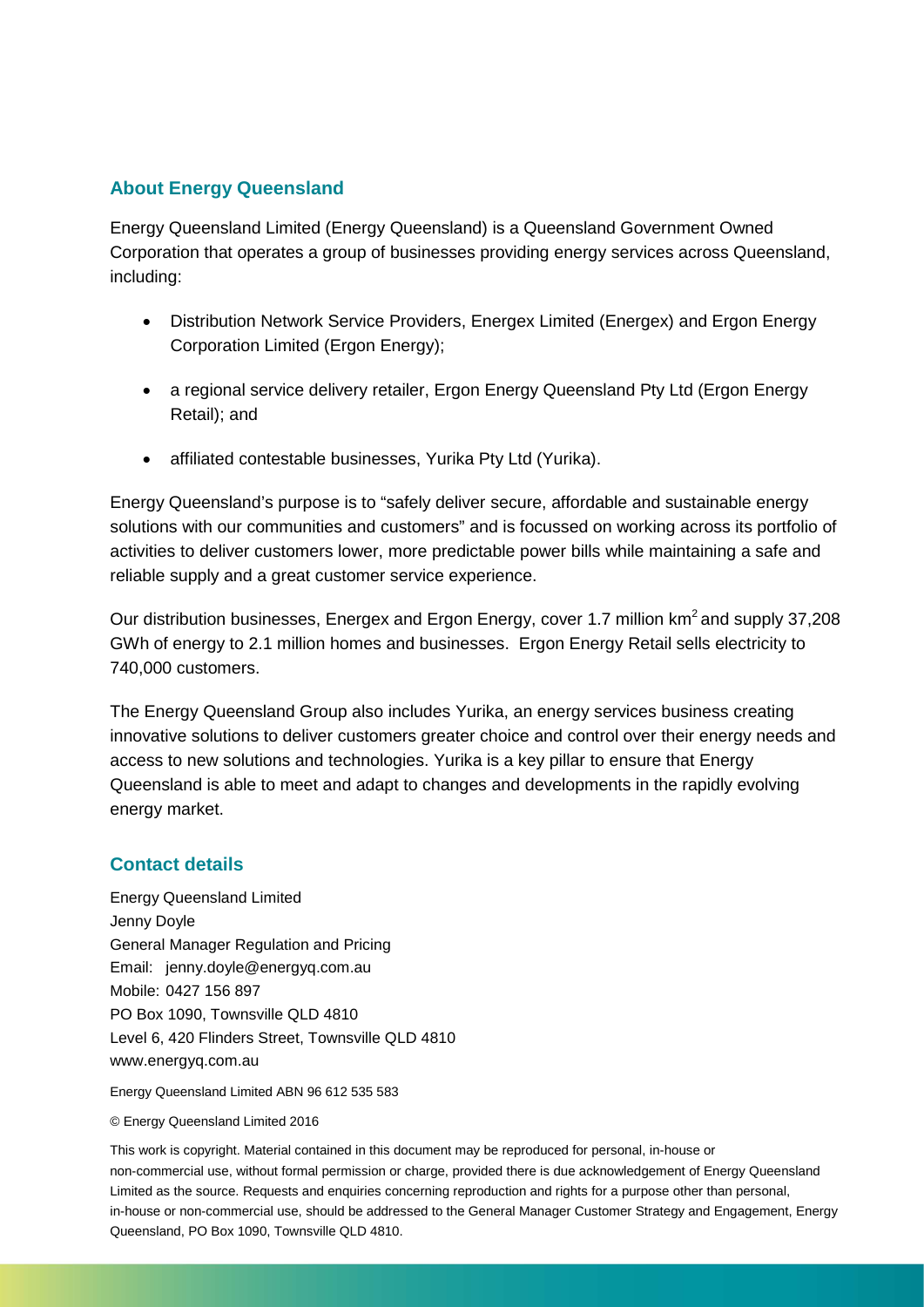## About Energy Queensland

Energy Queensland Limited (Energy Queensland) is a Queensland Government Owned Corporation that operates a group of businesses providing energy services across Queensland, including:

- Distribution Network Service Providers, Energex Limited (Energex) and Ergon Energy Corporation Limited (Ergon Energy);
- a regional service delivery retailer, Ergon Energy Queensland Pty Ltd (Ergon Energy Retail); and
- affiliated contestable businesses, Yurika Pty Ltd (Yurika).

Energy Queensland's purpose is to "safely deliver secure, affordable and sustainable energy solutions with our communities and customers" and is focussed on working across its portfolio of activities to deliver customers lower, more predictable power bills while maintaining a safe and reliable supply and a great customer service experience.

Our distribution businesses, Energex and Ergon Energy, cover 1.7 million $km^2$ and supply 37,208 GWh of energy to 2.1 million homes and businesses. Ergon Energy Retail sells electricity to 740,000 customers.

The Energy Queensland Group also includes Yurika, an energy services business creating innovative solutions to deliver customers greater choice and control over their energy needs and access to new solutions and technologies. Yurika is a key pillar to ensure that Energy Queensland is able to meet and adapt to changes and developments in the rapidly evolving energy market.

## Contact details

Energy Queensland Limited
Jenny Doyle
General Manager Regulation and Pricing
Email: jenny.doyle@energyq.com.au
Mobile: 0427 156 897
PO Box 1090, Townsville QLD 4810
Level 6, 420 Flinders Street, Townsville QLD 4810
www.energyq.com.au

Energy Queensland Limited ABN 96 612 535 583

© Energy Queensland Limited 2016

This work is copyright. Material contained in this document may be reproduced for personal, in-house or non-commercial use, without formal permission or charge, provided there is due acknowledgement of Energy Queensland Limited as the source. Requests and enquiries concerning reproduction and rights for a purpose other than personal, in-house or non-commercial use, should be addressed to the General Manager Customer Strategy and Engagement, Energy Queensland, PO Box 1090, Townsville QLD 4810.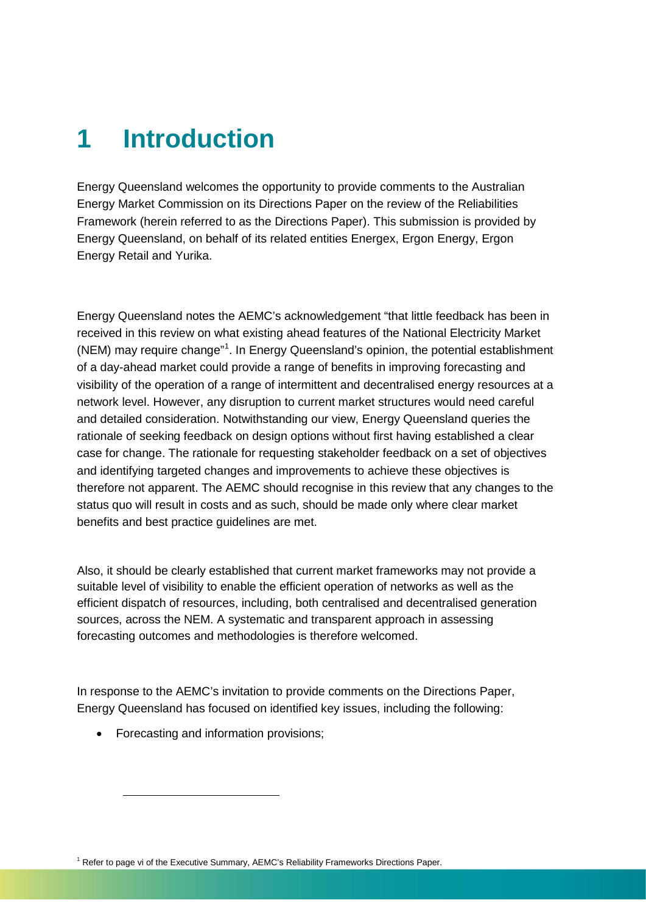# 1 Introduction

Energy Queensland welcomes the opportunity to provide comments to the Australian Energy Market Commission on its Directions Paper on the review of the Reliabilities Framework (herein referred to as the Directions Paper). This submission is provided by Energy Queensland, on behalf of its related entities Energex, Ergon Energy, Ergon Energy Retail and Yurika.

Energy Queensland notes the AEMC's acknowledgement "that little feedback has been in received in this review on what existing ahead features of the National Electricity Market (NEM) may require change"[1]. In Energy Queensland's opinion, the potential establishment of a day-ahead market could provide a range of benefits in improving forecasting and visibility of the operation of a range of intermittent and decentralised energy resources at a network level. However, any disruption to current market structures would need careful and detailed consideration. Notwithstanding our view, Energy Queensland queries the rationale of seeking feedback on design options without first having established a clear case for change. The rationale for requesting stakeholder feedback on a set of objectives and identifying targeted changes and improvements to achieve these objectives is therefore not apparent. The AEMC should recognise in this review that any changes to the status quo will result in costs and as such, should be made only where clear market benefits and best practice guidelines are met.

Also, it should be clearly established that current market frameworks may not provide a suitable level of visibility to enable the efficient operation of networks as well as the efficient dispatch of resources, including, both centralised and decentralised generation sources, across the NEM. A systematic and transparent approach in assessing forecasting outcomes and methodologies is therefore welcomed.

In response to the AEMC's invitation to provide comments on the Directions Paper, Energy Queensland has focused on identified key issues, including the following:

- Forecasting and information provisions;

[1] Refer to page vi of the Executive Summary, AEMC's Reliability Frameworks Directions Paper.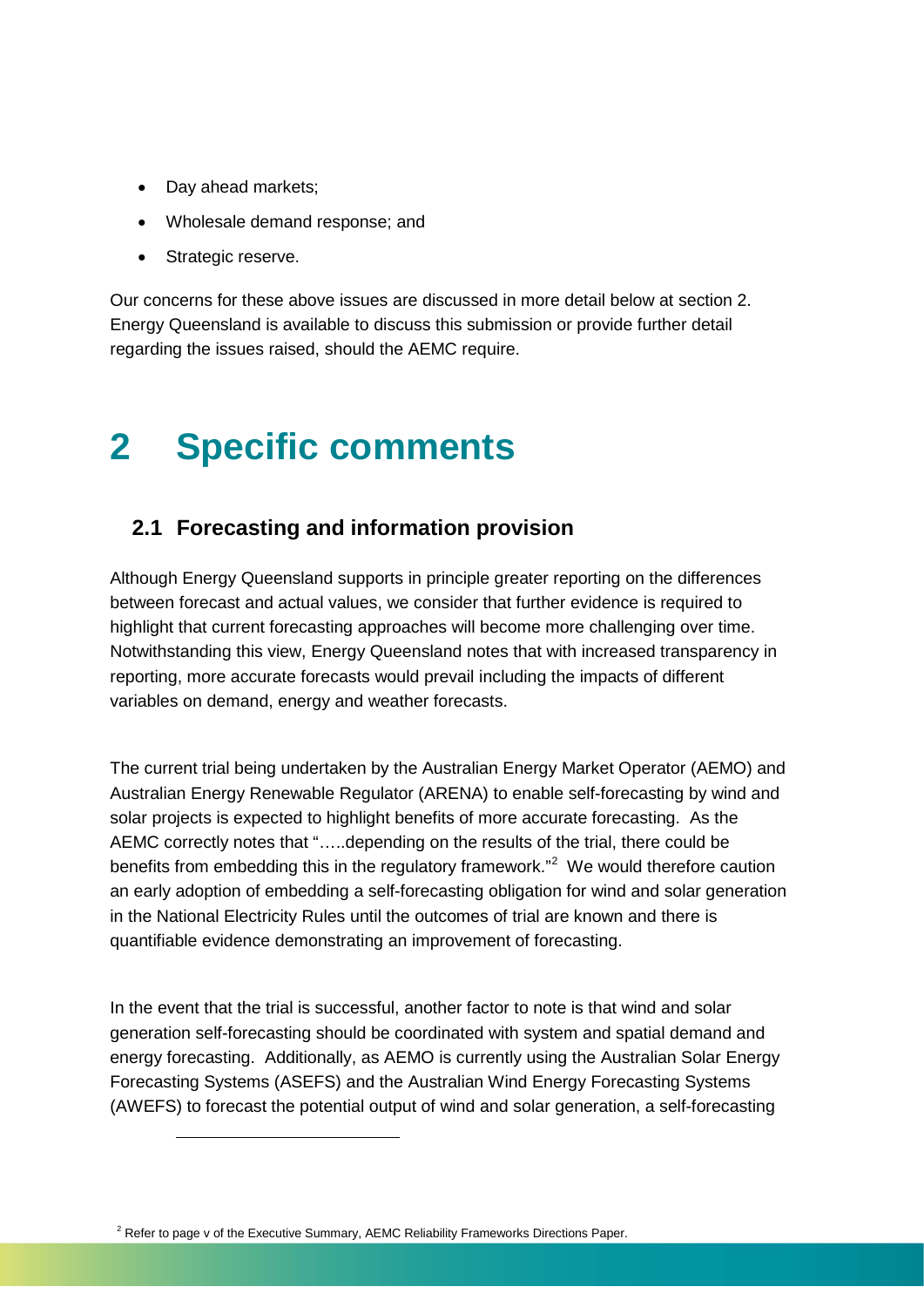- Day ahead markets;
- Wholesale demand response; and
- Strategic reserve.

Our concerns for these above issues are discussed in more detail below at section 2. Energy Queensland is available to discuss this submission or provide further detail regarding the issues raised, should the AEMC require.

# 2 Specific comments

## 2.1 Forecasting and information provision

Although Energy Queensland supports in principle greater reporting on the differences between forecast and actual values, we consider that further evidence is required to highlight that current forecasting approaches will become more challenging over time. Notwithstanding this view, Energy Queensland notes that with increased transparency in reporting, more accurate forecasts would prevail including the impacts of different variables on demand, energy and weather forecasts.

The current trial being undertaken by the Australian Energy Market Operator (AEMO) and Australian Energy Renewable Regulator (ARENA) to enable self-forecasting by wind and solar projects is expected to highlight benefits of more accurate forecasting. As the AEMC correctly notes that "…..depending on the results of the trial, there could be benefits from embedding this in the regulatory framework."[2] We would therefore caution an early adoption of embedding a self-forecasting obligation for wind and solar generation in the National Electricity Rules until the outcomes of trial are known and there is quantifiable evidence demonstrating an improvement of forecasting.

In the event that the trial is successful, another factor to note is that wind and solar generation self-forecasting should be coordinated with system and spatial demand and energy forecasting. Additionally, as AEMO is currently using the Australian Solar Energy Forecasting Systems (ASEFS) and the Australian Wind Energy Forecasting Systems (AWEFS) to forecast the potential output of wind and solar generation, a self-forecasting

[2] Refer to page v of the Executive Summary, AEMC Reliability Frameworks Directions Paper.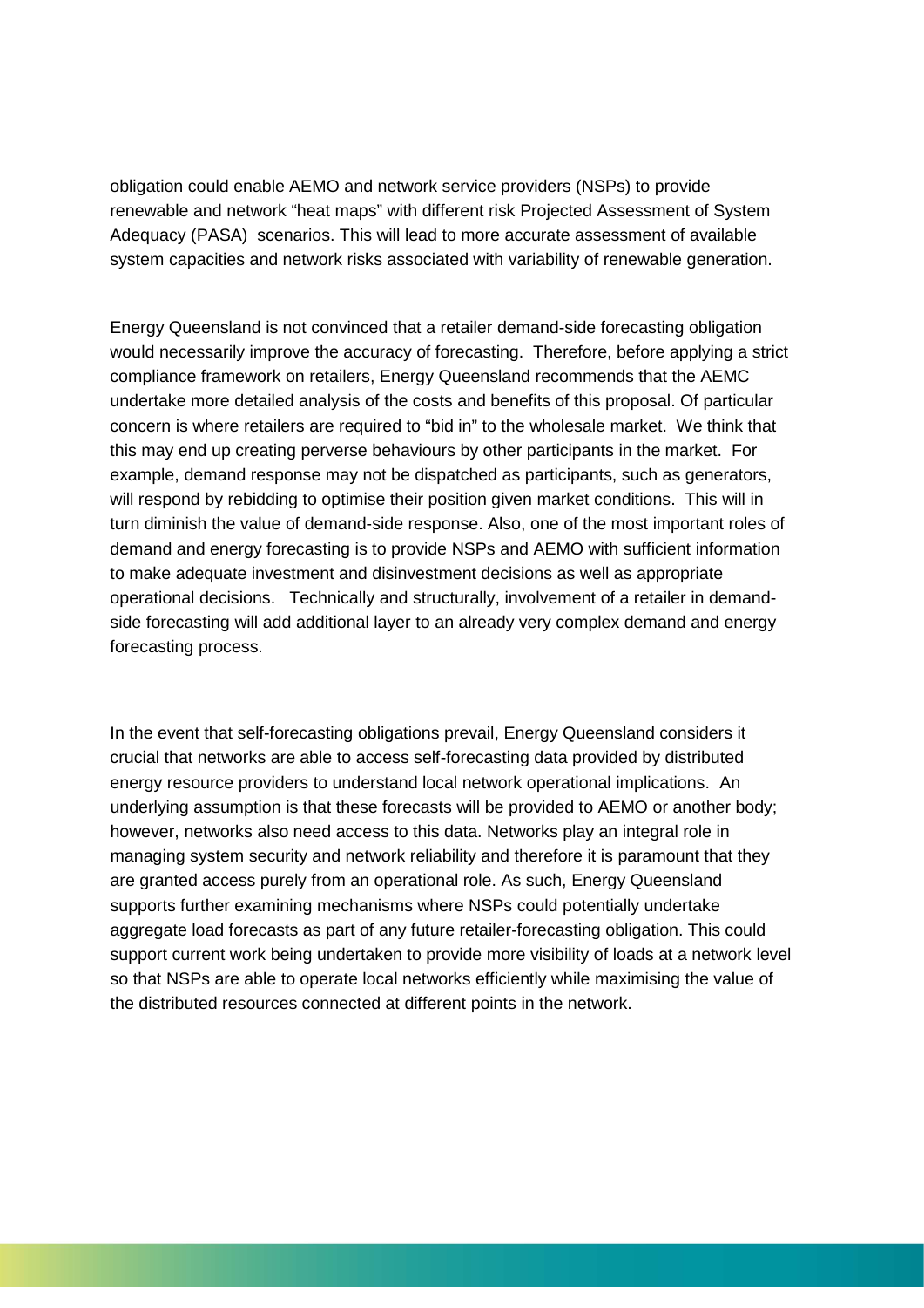obligation could enable AEMO and network service providers (NSPs) to provide renewable and network "heat maps" with different risk Projected Assessment of System Adequacy (PASA) scenarios. This will lead to more accurate assessment of available system capacities and network risks associated with variability of renewable generation.

Energy Queensland is not convinced that a retailer demand-side forecasting obligation would necessarily improve the accuracy of forecasting. Therefore, before applying a strict compliance framework on retailers, Energy Queensland recommends that the AEMC undertake more detailed analysis of the costs and benefits of this proposal. Of particular concern is where retailers are required to "bid in" to the wholesale market. We think that this may end up creating perverse behaviours by other participants in the market. For example, demand response may not be dispatched as participants, such as generators, will respond by rebidding to optimise their position given market conditions. This will in turn diminish the value of demand-side response. Also, one of the most important roles of demand and energy forecasting is to provide NSPs and AEMO with sufficient information to make adequate investment and disinvestment decisions as well as appropriate operational decisions. Technically and structurally, involvement of a retailer in demand-side forecasting will add additional layer to an already very complex demand and energy forecasting process.

In the event that self-forecasting obligations prevail, Energy Queensland considers it crucial that networks are able to access self-forecasting data provided by distributed energy resource providers to understand local network operational implications. An underlying assumption is that these forecasts will be provided to AEMO or another body; however, networks also need access to this data. Networks play an integral role in managing system security and network reliability and therefore it is paramount that they are granted access purely from an operational role. As such, Energy Queensland supports further examining mechanisms where NSPs could potentially undertake aggregate load forecasts as part of any future retailer-forecasting obligation. This could support current work being undertaken to provide more visibility of loads at a network level so that NSPs are able to operate local networks efficiently while maximising the value of the distributed resources connected at different points in the network.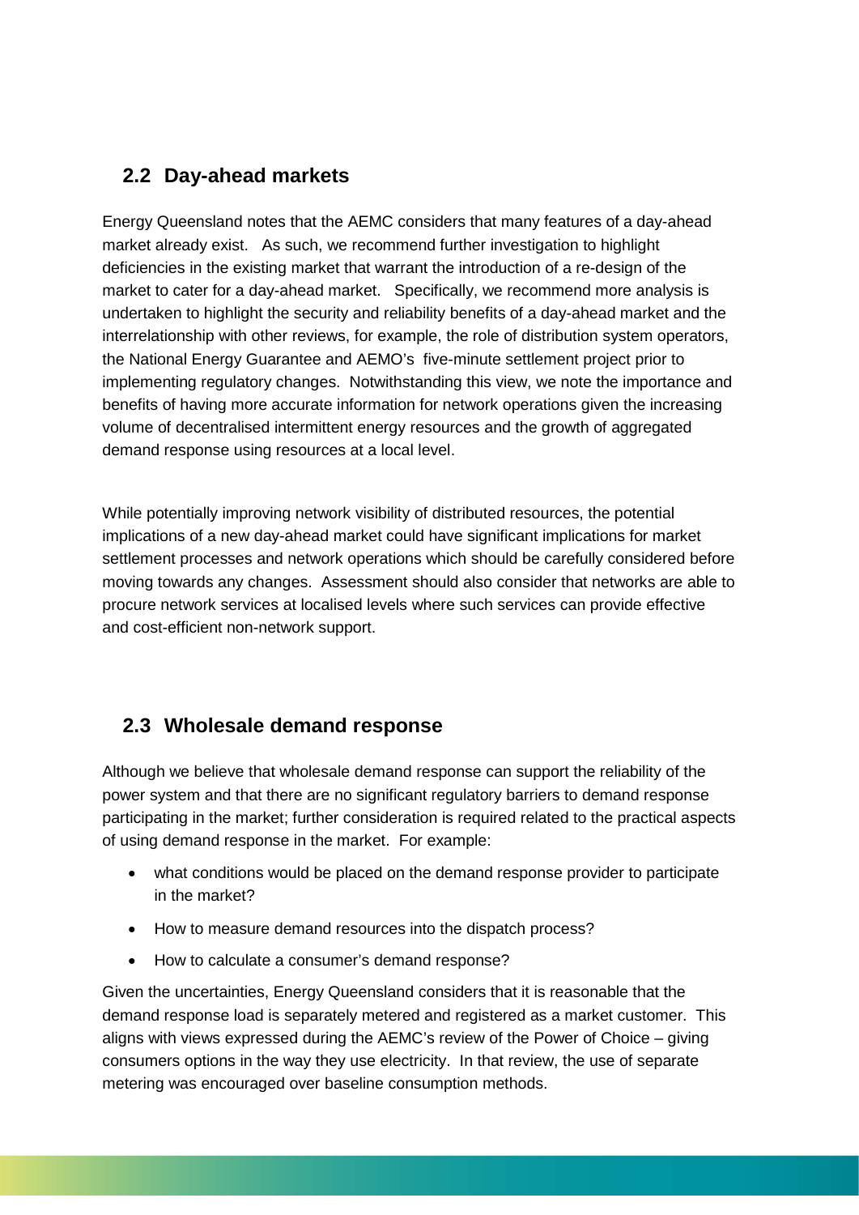## 2.2 Day-ahead markets

Energy Queensland notes that the AEMC considers that many features of a day-ahead market already exist. As such, we recommend further investigation to highlight deficiencies in the existing market that warrant the introduction of a re-design of the market to cater for a day-ahead market. Specifically, we recommend more analysis is undertaken to highlight the security and reliability benefits of a day-ahead market and the interrelationship with other reviews, for example, the role of distribution system operators, the National Energy Guarantee and AEMO's five-minute settlement project prior to implementing regulatory changes. Notwithstanding this view, we note the importance and benefits of having more accurate information for network operations given the increasing volume of decentralised intermittent energy resources and the growth of aggregated demand response using resources at a local level.

While potentially improving network visibility of distributed resources, the potential implications of a new day-ahead market could have significant implications for market settlement processes and network operations which should be carefully considered before moving towards any changes. Assessment should also consider that networks are able to procure network services at localised levels where such services can provide effective and cost-efficient non-network support.

## 2.3 Wholesale demand response

Although we believe that wholesale demand response can support the reliability of the power system and that there are no significant regulatory barriers to demand response participating in the market; further consideration is required related to the practical aspects of using demand response in the market. For example:

- what conditions would be placed on the demand response provider to participate in the market?
- How to measure demand resources into the dispatch process?
- How to calculate a consumer's demand response?

Given the uncertainties, Energy Queensland considers that it is reasonable that the demand response load is separately metered and registered as a market customer. This aligns with views expressed during the AEMC's review of the Power of Choice – giving consumers options in the way they use electricity. In that review, the use of separate metering was encouraged over baseline consumption methods.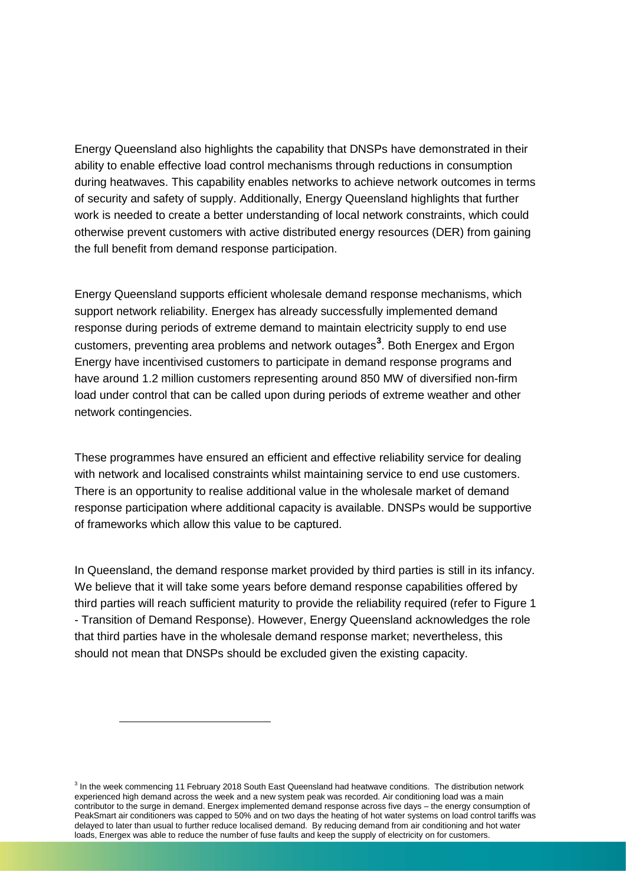Energy Queensland also highlights the capability that DNSPs have demonstrated in their ability to enable effective load control mechanisms through reductions in consumption during heatwaves. This capability enables networks to achieve network outcomes in terms of security and safety of supply. Additionally, Energy Queensland highlights that further work is needed to create a better understanding of local network constraints, which could otherwise prevent customers with active distributed energy resources (DER) from gaining the full benefit from demand response participation.

Energy Queensland supports efficient wholesale demand response mechanisms, which support network reliability. Energex has already successfully implemented demand response during periods of extreme demand to maintain electricity supply to end use customers, preventing area problems and network outages[3]. Both Energex and Ergon Energy have incentivised customers to participate in demand response programs and have around 1.2 million customers representing around 850 MW of diversified non-firm load under control that can be called upon during periods of extreme weather and other network contingencies.

These programmes have ensured an efficient and effective reliability service for dealing with network and localised constraints whilst maintaining service to end use customers. There is an opportunity to realise additional value in the wholesale market of demand response participation where additional capacity is available. DNSPs would be supportive of frameworks which allow this value to be captured.

In Queensland, the demand response market provided by third parties is still in its infancy. We believe that it will take some years before demand response capabilities offered by third parties will reach sufficient maturity to provide the reliability required (refer to Figure 1 - Transition of Demand Response). However, Energy Queensland acknowledges the role that third parties have in the wholesale demand response market; nevertheless, this should not mean that DNSPs should be excluded given the existing capacity.

[3] In the week commencing 11 February 2018 South East Queensland had heatwave conditions. The distribution network experienced high demand across the week and a new system peak was recorded. Air conditioning load was a main contributor to the surge in demand. Energex implemented demand response across five days – the energy consumption of PeakSmart air conditioners was capped to 50% and on two days the heating of hot water systems on load control tariffs was delayed to later than usual to further reduce localised demand. By reducing demand from air conditioning and hot water loads, Energex was able to reduce the number of fuse faults and keep the supply of electricity on for customers.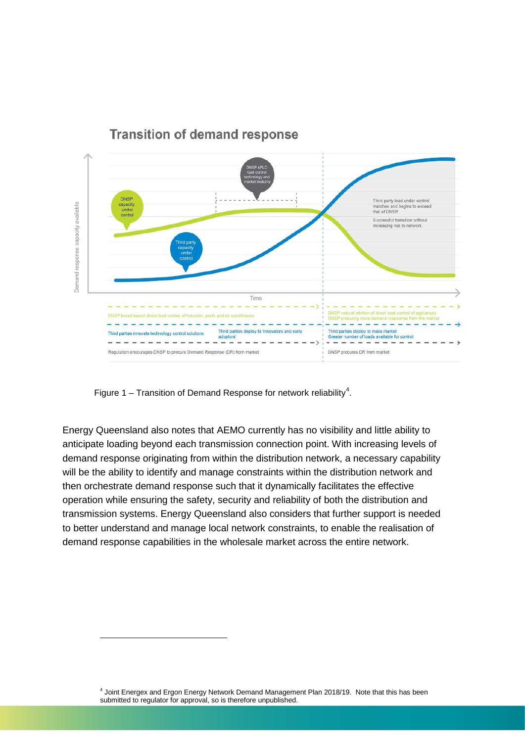Figure 1 – Transition of Demand Response for network reliability[4].

Energy Queensland also notes that AEMO currently has no visibility and little ability to anticipate loading beyond each transmission connection point. With increasing levels of demand response originating from within the distribution network, a necessary capability will be the ability to identify and manage constraints within the distribution network and then orchestrate demand response such that it dynamically facilitates the effective operation while ensuring the safety, security and reliability of both the distribution and transmission systems. Energy Queensland also considers that further support is needed to better understand and manage local network constraints, to enable the realisation of demand response capabilities in the wholesale market across the entire network.

[4] Joint Energex and Ergon Energy Network Demand Management Plan 2018/19. Note that this has been submitted to regulator for approval, so is therefore unpublished.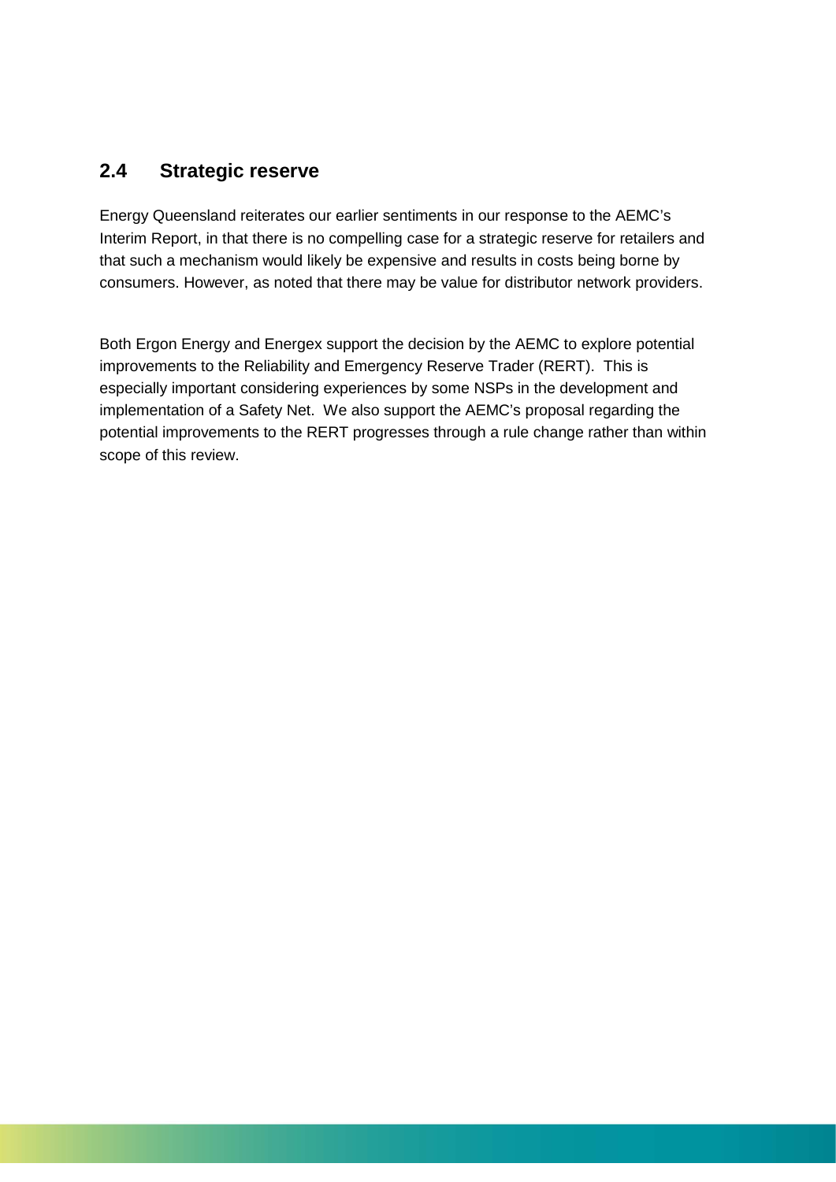## 2.4 Strategic reserve

Energy Queensland reiterates our earlier sentiments in our response to the AEMC's Interim Report, in that there is no compelling case for a strategic reserve for retailers and that such a mechanism would likely be expensive and results in costs being borne by consumers. However, as noted that there may be value for distributor network providers.

Both Ergon Energy and Energex support the decision by the AEMC to explore potential improvements to the Reliability and Emergency Reserve Trader (RERT). This is especially important considering experiences by some NSPs in the development and implementation of a Safety Net. We also support the AEMC's proposal regarding the potential improvements to the RERT progresses through a rule change rather than within scope of this review.